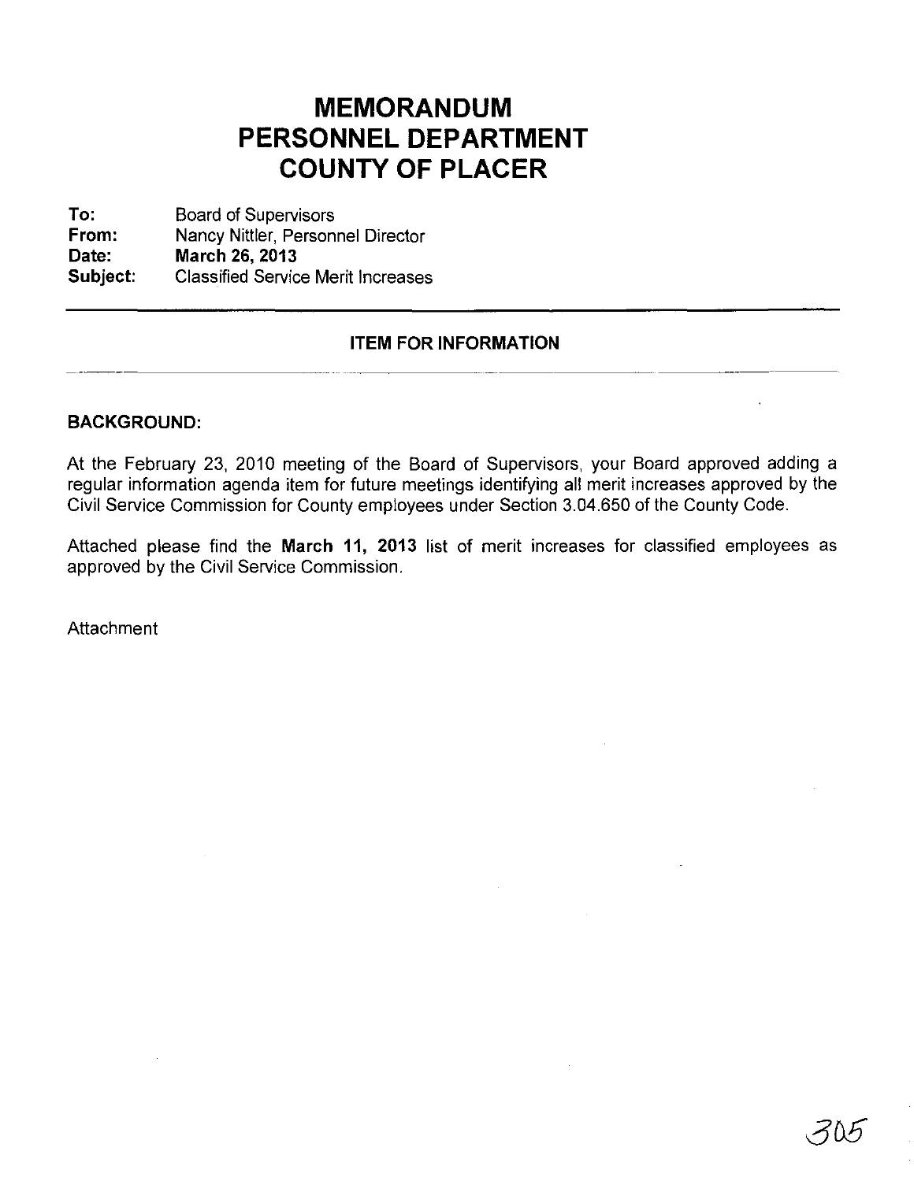# MEMORANDUM
# PERSONNEL DEPARTMENT
# COUNTY OF PLACER

**To:** Board of Supervisors
**From:** Nancy Nittler, Personnel Director
**Date:** **March 26, 2013**
**Subject:** Classified Service Merit Increases

---

**ITEM FOR INFORMATION**

---

**BACKGROUND:**

At the February 23, 2010 meeting of the Board of Supervisors, your Board approved adding a regular information agenda item for future meetings identifying all merit increases approved by the Civil Service Commission for County employees under Section 3.04.650 of the County Code.

Attached please find the **March 11, 2013** list of merit increases for classified employees as approved by the Civil Service Commission.

Attachment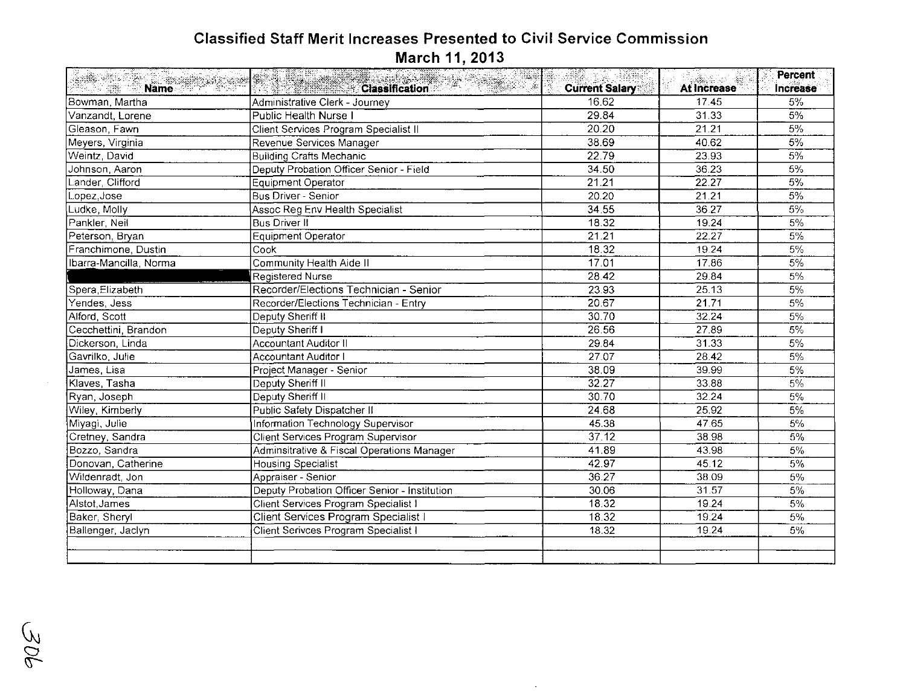# Classified Staff Merit Increases Presented to Civil Service Commission

## March 11, 2013

| Name | Classification | Current Salary | At Increase | Percent Increase |
|---|---|---|---|---|
| Bowman, Martha | Administrative Clerk - Journey | 16.62 | 17.45 | 5% |
| Vanzandt, Lorene | Public Health Nurse I | 29.84 | 31.33 | 5% |
| Gleason, Fawn | Client Services Program Specialist II | 20.20 | 21.21 | 5% |
| Meyers, Virginia | Revenue Services Manager | 38.69 | 40.62 | 5% |
| Weintz, David | Building Crafts Mechanic | 22.79 | 23.93 | 5% |
| Johnson, Aaron | Deputy Probation Officer Senior - Field | 34.50 | 36.23 | 5% |
| Lander, Clifford | Equipment Operator | 21.21 | 22.27 | 5% |
| Lopez,Jose | Bus Driver - Senior | 20.20 | 21.21 | 5% |
| Ludke, Molly | Assoc Reg Env Health Specialist | 34.55 | 36.27 | 5% |
| Pankler, Neil | Bus Driver II | 18.32 | 19.24 | 5% |
| Peterson, Bryan | Equipment Operator | 21.21 | 22.27 | 5% |
| Franchimone, Dustin | Cook | 18.32 | 19.24 | 5% |
| Ibarra-Mancilla, Norma | Community Health Aide II | 17.01 | 17.86 | 5% |
| | Registered Nurse | 28.42 | 29.84 | 5% |
| Spera,Elizabeth | Recorder/Elections Technician - Senior | 23.93 | 25.13 | 5% |
| Yendes, Jess | Recorder/Elections Technician - Entry | 20.67 | 21.71 | 5% |
| Alford, Scott | Deputy Sheriff II | 30.70 | 32.24 | 5% |
| Cecchettini, Brandon | Deputy Sheriff I | 26.56 | 27.89 | 5% |
| Dickerson, Linda | Accountant Auditor II | 29.84 | 31.33 | 5% |
| Gavrilko, Julie | Accountant Auditor I | 27.07 | 28.42 | 5% |
| James, Lisa | Project Manager - Senior | 38.09 | 39.99 | 5% |
| Klaves, Tasha | Deputy Sheriff II | 32.27 | 33.88 | 5% |
| Ryan, Joseph | Deputy Sheriff II | 30.70 | 32.24 | 5% |
| Wiley, Kimberly | Public Safety Dispatcher II | 24.68 | 25.92 | 5% |
| Miyagi, Julie | Information Technology Supervisor | 45.38 | 47.65 | 5% |
| Cretney, Sandra | Client Services Program Supervisor | 37.12 | 38.98 | 5% |
| Bozzo, Sandra | Adminsitrative & Fiscal Operations Manager | 41.89 | 43.98 | 5% |
| Donovan, Catherine | Housing Specialist | 42.97 | 45.12 | 5% |
| Wildenradt, Jon | Appraiser - Senior | 36.27 | 38.09 | 5% |
| Holloway, Dana | Deputy Probation Officer Senior - Institution | 30.06 | 31.57 | 5% |
| Alstot,James | Client Services Program Specialist I | 18.32 | 19.24 | 5% |
| Baker, Sheryl | Client Services Program Specialist I | 18.32 | 19.24 | 5% |
| Ballenger, Jaclyn | Client Serivces Program Specialist I | 18.32 | 19.24 | 5% |
| | | | | |
| | | | | |